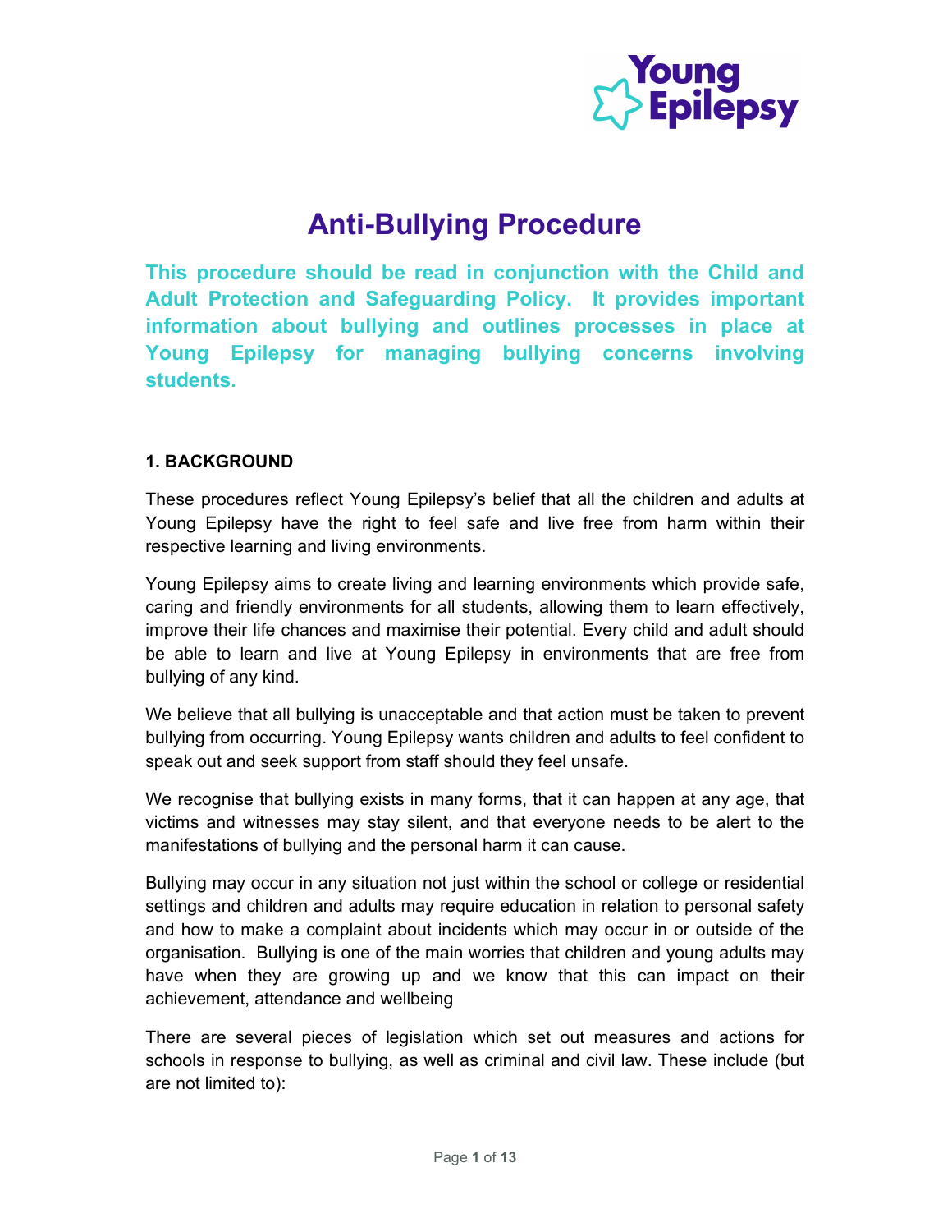# Anti-Bullying Procedure

**This procedure should be read in conjunction with the Child and Adult Protection and Safeguarding Policy. It provides important information about bullying and outlines processes in place at Young Epilepsy for managing bullying concerns involving students.**

## 1. BACKGROUND

These procedures reflect Young Epilepsy's belief that all the children and adults at Young Epilepsy have the right to feel safe and live free from harm within their respective learning and living environments.

Young Epilepsy aims to create living and learning environments which provide safe, caring and friendly environments for all students, allowing them to learn effectively, improve their life chances and maximise their potential. Every child and adult should be able to learn and live at Young Epilepsy in environments that are free from bullying of any kind.

We believe that all bullying is unacceptable and that action must be taken to prevent bullying from occurring. Young Epilepsy wants children and adults to feel confident to speak out and seek support from staff should they feel unsafe.

We recognise that bullying exists in many forms, that it can happen at any age, that victims and witnesses may stay silent, and that everyone needs to be alert to the manifestations of bullying and the personal harm it can cause.

Bullying may occur in any situation not just within the school or college or residential settings and children and adults may require education in relation to personal safety and how to make a complaint about incidents which may occur in or outside of the organisation. Bullying is one of the main worries that children and young adults may have when they are growing up and we know that this can impact on their achievement, attendance and wellbeing

There are several pieces of legislation which set out measures and actions for schools in response to bullying, as well as criminal and civil law. These include (but are not limited to):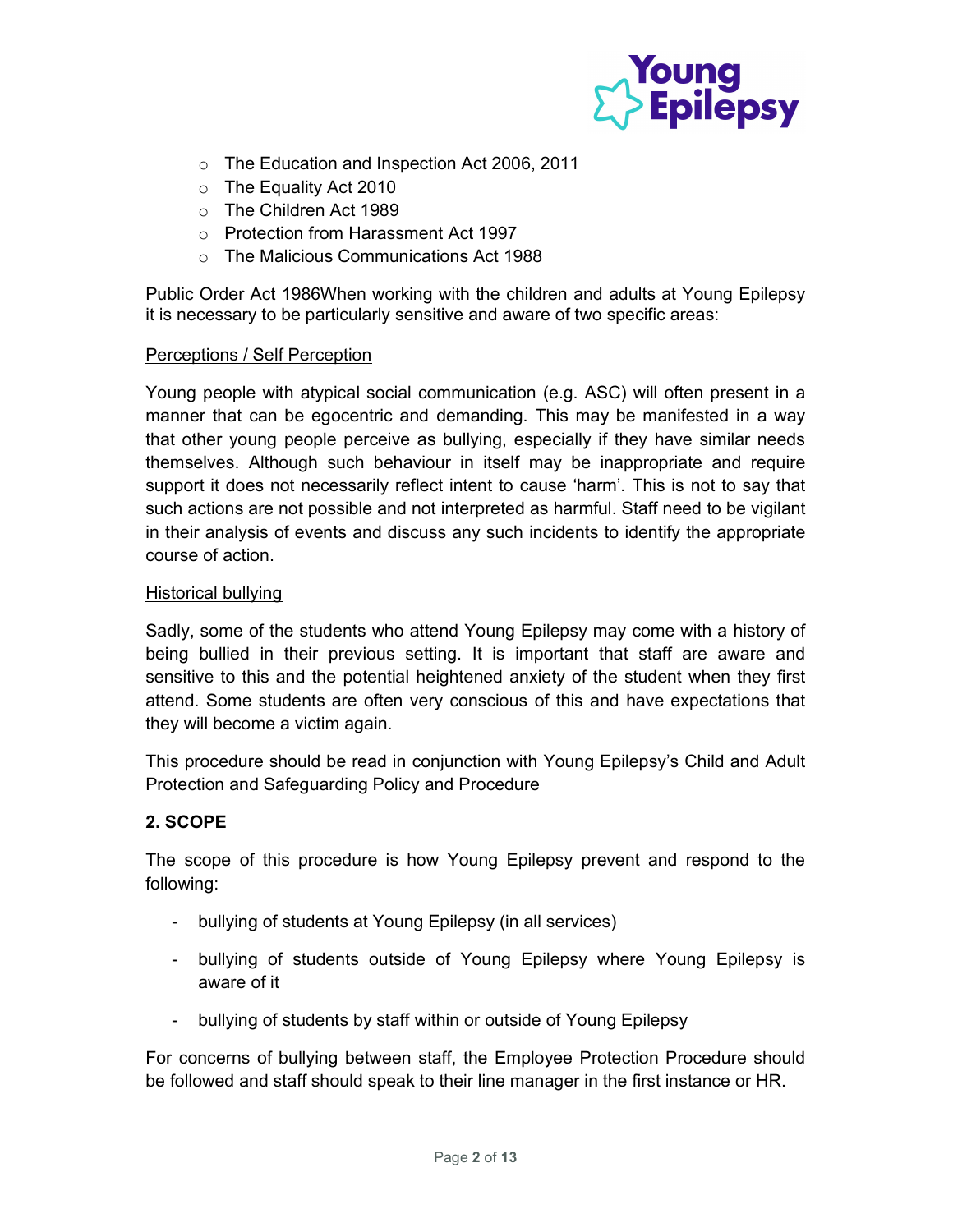- The Education and Inspection Act 2006, 2011
- The Equality Act 2010
- The Children Act 1989
- Protection from Harassment Act 1997
- The Malicious Communications Act 1988

Public Order Act 1986When working with the children and adults at Young Epilepsy it is necessary to be particularly sensitive and aware of two specific areas:

<u>Perceptions / Self Perception</u>

Young people with atypical social communication (e.g. ASC) will often present in a manner that can be egocentric and demanding. This may be manifested in a way that other young people perceive as bullying, especially if they have similar needs themselves. Although such behaviour in itself may be inappropriate and require support it does not necessarily reflect intent to cause 'harm'. This is not to say that such actions are not possible and not interpreted as harmful. Staff need to be vigilant in their analysis of events and discuss any such incidents to identify the appropriate course of action.

<u>Historical bullying</u>

Sadly, some of the students who attend Young Epilepsy may come with a history of being bullied in their previous setting. It is important that staff are aware and sensitive to this and the potential heightened anxiety of the student when they first attend. Some students are often very conscious of this and have expectations that they will become a victim again.

This procedure should be read in conjunction with Young Epilepsy's Child and Adult Protection and Safeguarding Policy and Procedure

## 2. SCOPE

The scope of this procedure is how Young Epilepsy prevent and respond to the following:

- bullying of students at Young Epilepsy (in all services)
- bullying of students outside of Young Epilepsy where Young Epilepsy is aware of it
- bullying of students by staff within or outside of Young Epilepsy

For concerns of bullying between staff, the Employee Protection Procedure should be followed and staff should speak to their line manager in the first instance or HR.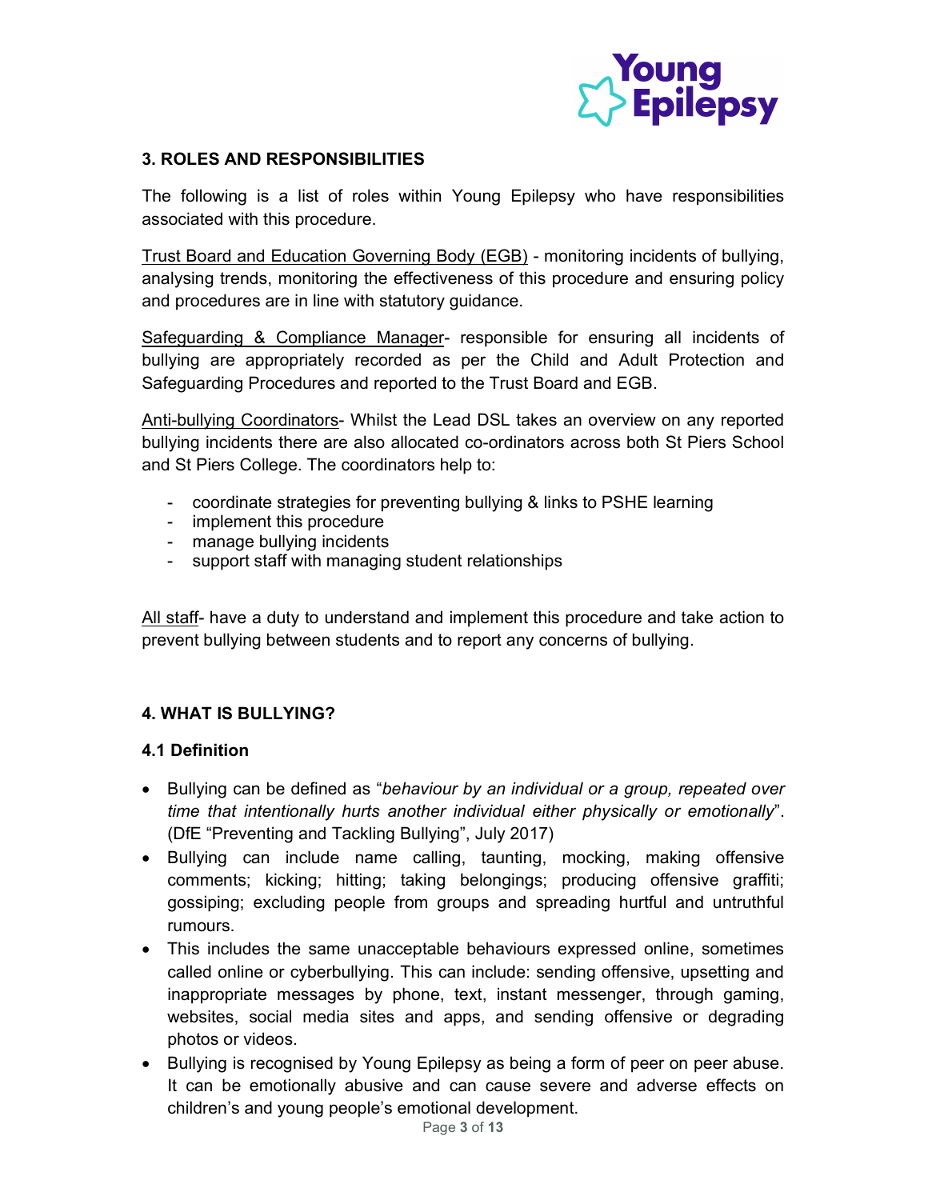## 3. ROLES AND RESPONSIBILITIES

The following is a list of roles within Young Epilepsy who have responsibilities associated with this procedure.

Trust Board and Education Governing Body (EGB) - monitoring incidents of bullying, analysing trends, monitoring the effectiveness of this procedure and ensuring policy and procedures are in line with statutory guidance.

Safeguarding & Compliance Manager- responsible for ensuring all incidents of bullying are appropriately recorded as per the Child and Adult Protection and Safeguarding Procedures and reported to the Trust Board and EGB.

Anti-bullying Coordinators- Whilst the Lead DSL takes an overview on any reported bullying incidents there are also allocated co-ordinators across both St Piers School and St Piers College. The coordinators help to:

- coordinate strategies for preventing bullying & links to PSHE learning
- implement this procedure
- manage bullying incidents
- support staff with managing student relationships

All staff- have a duty to understand and implement this procedure and take action to prevent bullying between students and to report any concerns of bullying.

## 4. WHAT IS BULLYING?

### 4.1 Definition

- Bullying can be defined as "*behaviour by an individual or a group, repeated over time that intentionally hurts another individual either physically or emotionally*". (DfE "Preventing and Tackling Bullying", July 2017)
- Bullying can include name calling, taunting, mocking, making offensive comments; kicking; hitting; taking belongings; producing offensive graffiti; gossiping; excluding people from groups and spreading hurtful and untruthful rumours.
- This includes the same unacceptable behaviours expressed online, sometimes called online or cyberbullying. This can include: sending offensive, upsetting and inappropriate messages by phone, text, instant messenger, through gaming, websites, social media sites and apps, and sending offensive or degrading photos or videos.
- Bullying is recognised by Young Epilepsy as being a form of peer on peer abuse. It can be emotionally abusive and can cause severe and adverse effects on children's and young people's emotional development.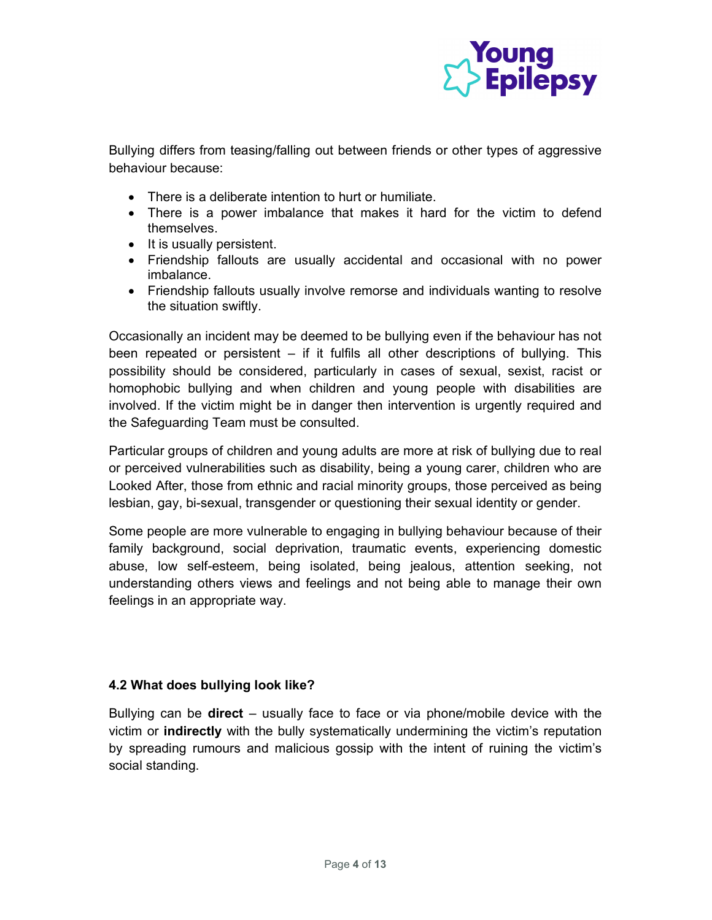Bullying differs from teasing/falling out between friends or other types of aggressive behaviour because:

- There is a deliberate intention to hurt or humiliate.
- There is a power imbalance that makes it hard for the victim to defend themselves.
- It is usually persistent.
- Friendship fallouts are usually accidental and occasional with no power imbalance.
- Friendship fallouts usually involve remorse and individuals wanting to resolve the situation swiftly.

Occasionally an incident may be deemed to be bullying even if the behaviour has not been repeated or persistent – if it fulfils all other descriptions of bullying. This possibility should be considered, particularly in cases of sexual, sexist, racist or homophobic bullying and when children and young people with disabilities are involved. If the victim might be in danger then intervention is urgently required and the Safeguarding Team must be consulted.

Particular groups of children and young adults are more at risk of bullying due to real or perceived vulnerabilities such as disability, being a young carer, children who are Looked After, those from ethnic and racial minority groups, those perceived as being lesbian, gay, bi-sexual, transgender or questioning their sexual identity or gender.

Some people are more vulnerable to engaging in bullying behaviour because of their family background, social deprivation, traumatic events, experiencing domestic abuse, low self-esteem, being isolated, being jealous, attention seeking, not understanding others views and feelings and not being able to manage their own feelings in an appropriate way.

### 4.2 What does bullying look like?

Bullying can be **direct** – usually face to face or via phone/mobile device with the victim or **indirectly** with the bully systematically undermining the victim's reputation by spreading rumours and malicious gossip with the intent of ruining the victim's social standing.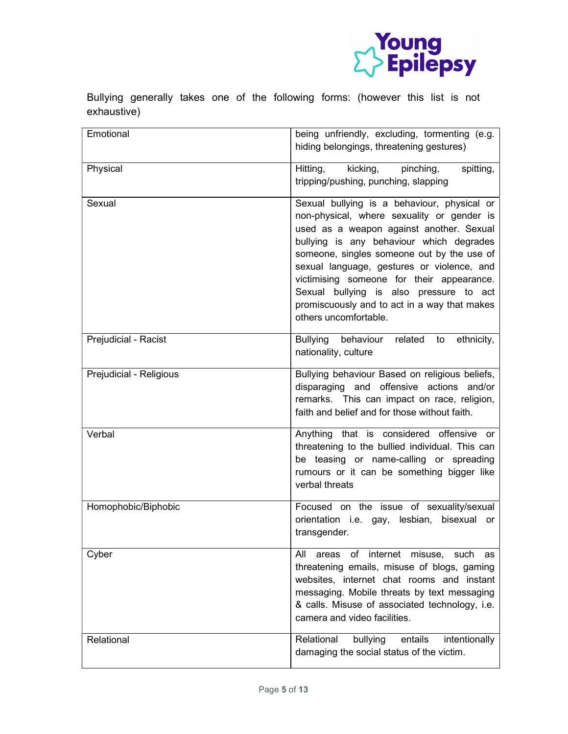Bullying generally takes one of the following forms: (however this list is not exhaustive)

| | |
|---|---|
| Emotional | being unfriendly, excluding, tormenting (e.g. hiding belongings, threatening gestures) |
| Physical | Hitting, kicking, pinching, spitting, tripping/pushing, punching, slapping |
| Sexual | Sexual bullying is a behaviour, physical or non-physical, where sexuality or gender is used as a weapon against another. Sexual bullying is any behaviour which degrades someone, singles someone out by the use of sexual language, gestures or violence, and victimising someone for their appearance. Sexual bullying is also pressure to act promiscuously and to act in a way that makes others uncomfortable. |
| Prejudicial - Racist | Bullying behaviour related to ethnicity, nationality, culture |
| Prejudicial - Religious | Bullying behaviour Based on religious beliefs, disparaging and offensive actions and/or remarks. This can impact on race, religion, faith and belief and for those without faith. |
| Verbal | Anything that is considered offensive or threatening to the bullied individual. This can be teasing or name-calling or spreading rumours or it can be something bigger like verbal threats |
| Homophobic/Biphobic | Focused on the issue of sexuality/sexual orientation i.e. gay, lesbian, bisexual or transgender. |
| Cyber | All areas of internet misuse, such as threatening emails, misuse of blogs, gaming websites, internet chat rooms and instant messaging. Mobile threats by text messaging & calls. Misuse of associated technology, i.e. camera and video facilities. |
| Relational | Relational bullying entails intentionally damaging the social status of the victim. |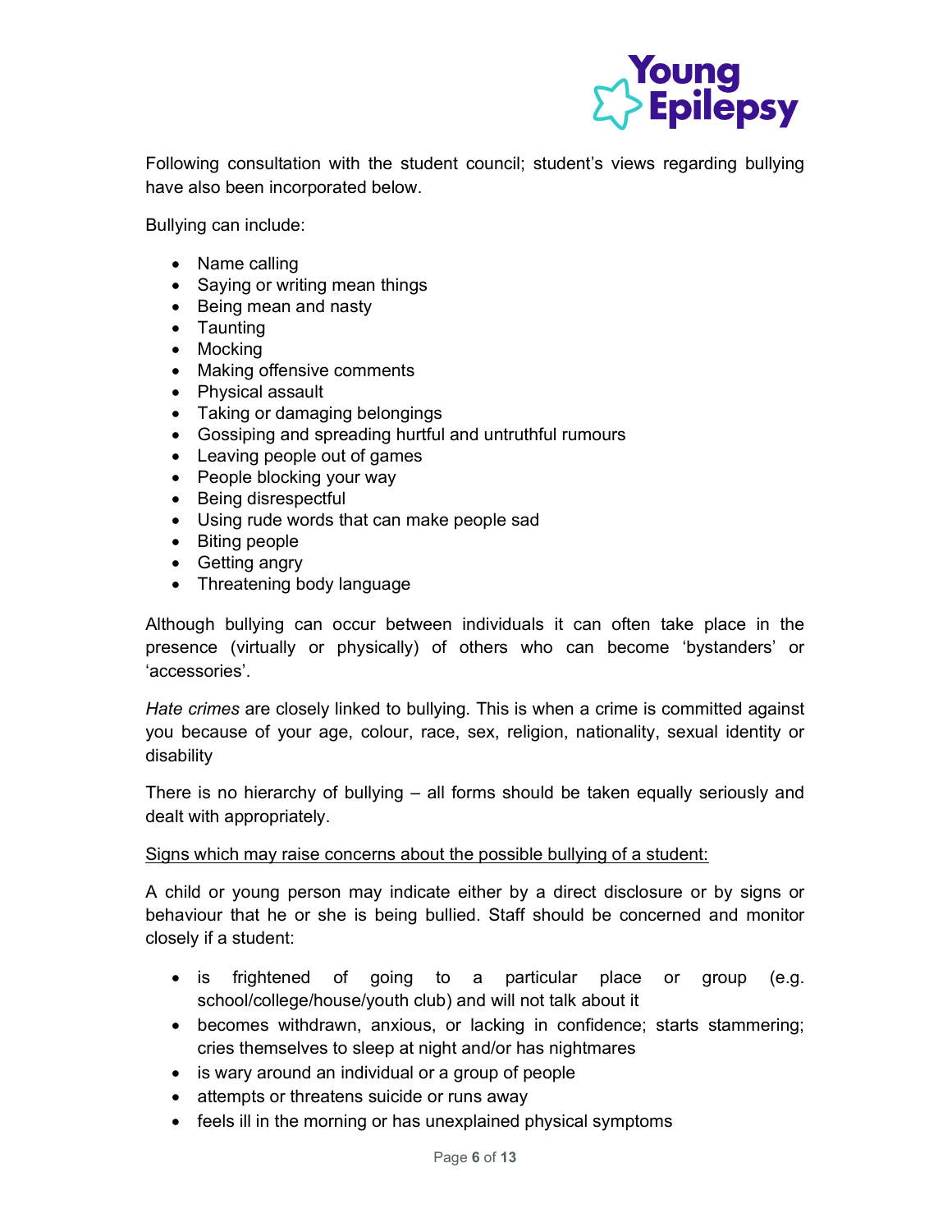Following consultation with the student council; student's views regarding bullying have also been incorporated below.

Bullying can include:

- Name calling
- Saying or writing mean things
- Being mean and nasty
- Taunting
- Mocking
- Making offensive comments
- Physical assault
- Taking or damaging belongings
- Gossiping and spreading hurtful and untruthful rumours
- Leaving people out of games
- People blocking your way
- Being disrespectful
- Using rude words that can make people sad
- Biting people
- Getting angry
- Threatening body language

Although bullying can occur between individuals it can often take place in the presence (virtually or physically) of others who can become 'bystanders' or 'accessories'.

*Hate crimes* are closely linked to bullying. This is when a crime is committed against you because of your age, colour, race, sex, religion, nationality, sexual identity or disability

There is no hierarchy of bullying – all forms should be taken equally seriously and dealt with appropriately.

<u>Signs which may raise concerns about the possible bullying of a student:</u>

A child or young person may indicate either by a direct disclosure or by signs or behaviour that he or she is being bullied. Staff should be concerned and monitor closely if a student:

- is frightened of going to a particular place or group (e.g. school/college/house/youth club) and will not talk about it
- becomes withdrawn, anxious, or lacking in confidence; starts stammering; cries themselves to sleep at night and/or has nightmares
- is wary around an individual or a group of people
- attempts or threatens suicide or runs away
- feels ill in the morning or has unexplained physical symptoms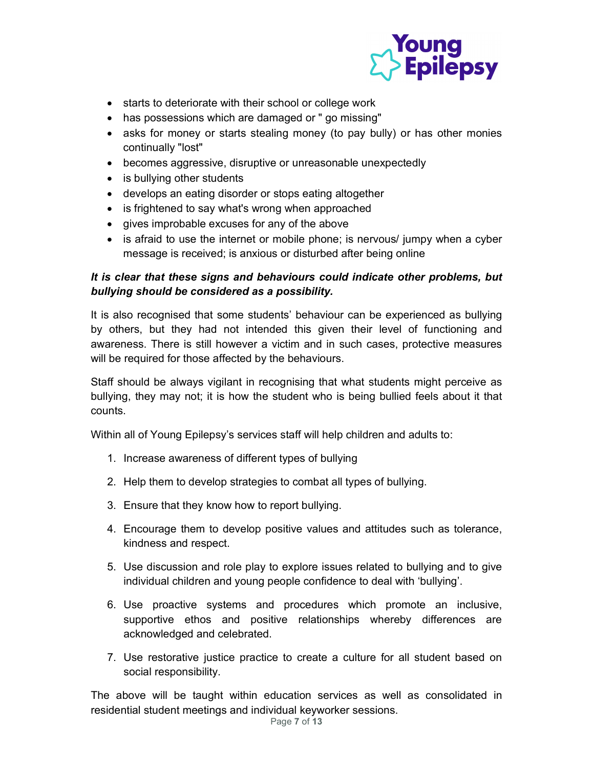- starts to deteriorate with their school or college work
- has possessions which are damaged or " go missing"
- asks for money or starts stealing money (to pay bully) or has other monies continually "lost"
- becomes aggressive, disruptive or unreasonable unexpectedly
- is bullying other students
- develops an eating disorder or stops eating altogether
- is frightened to say what's wrong when approached
- gives improbable excuses for any of the above
- is afraid to use the internet or mobile phone; is nervous/ jumpy when a cyber message is received; is anxious or disturbed after being online

***It is clear that these signs and behaviours could indicate other problems, but bullying should be considered as a possibility.***

It is also recognised that some students' behaviour can be experienced as bullying by others, but they had not intended this given their level of functioning and awareness. There is still however a victim and in such cases, protective measures will be required for those affected by the behaviours.

Staff should be always vigilant in recognising that what students might perceive as bullying, they may not; it is how the student who is being bullied feels about it that counts.

Within all of Young Epilepsy's services staff will help children and adults to:

1. Increase awareness of different types of bullying
2. Help them to develop strategies to combat all types of bullying.
3. Ensure that they know how to report bullying.
4. Encourage them to develop positive values and attitudes such as tolerance, kindness and respect.
5. Use discussion and role play to explore issues related to bullying and to give individual children and young people confidence to deal with 'bullying'.
6. Use proactive systems and procedures which promote an inclusive, supportive ethos and positive relationships whereby differences are acknowledged and celebrated.
7. Use restorative justice practice to create a culture for all student based on social responsibility.

The above will be taught within education services as well as consolidated in residential student meetings and individual keyworker sessions.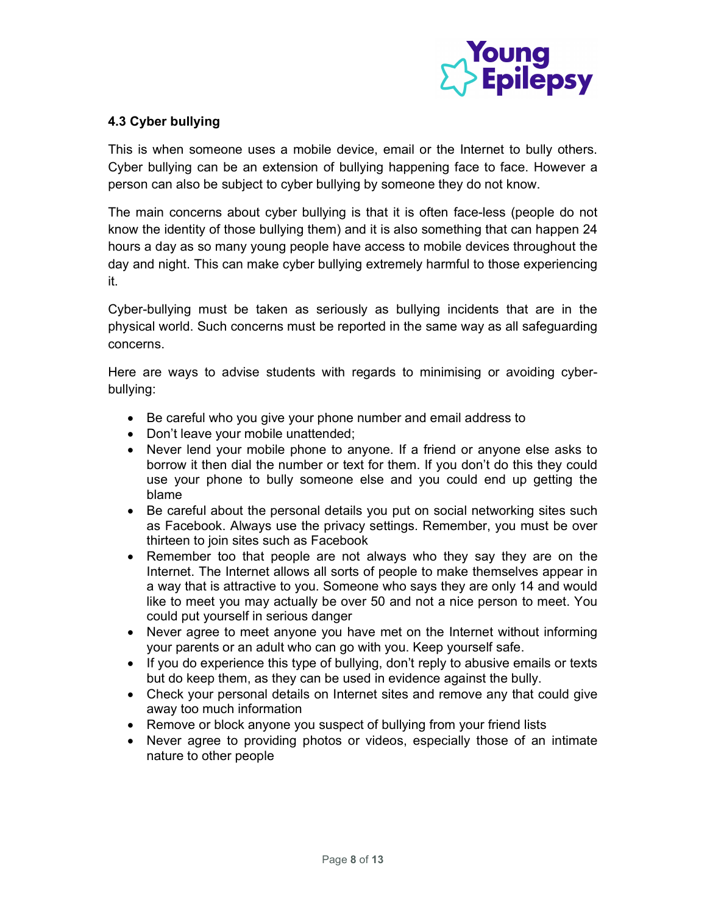### 4.3 Cyber bullying

This is when someone uses a mobile device, email or the Internet to bully others. Cyber bullying can be an extension of bullying happening face to face. However a person can also be subject to cyber bullying by someone they do not know.

The main concerns about cyber bullying is that it is often face-less (people do not know the identity of those bullying them) and it is also something that can happen 24 hours a day as so many young people have access to mobile devices throughout the day and night. This can make cyber bullying extremely harmful to those experiencing it.

Cyber-bullying must be taken as seriously as bullying incidents that are in the physical world. Such concerns must be reported in the same way as all safeguarding concerns.

Here are ways to advise students with regards to minimising or avoiding cyber-bullying:

- Be careful who you give your phone number and email address to
- Don't leave your mobile unattended;
- Never lend your mobile phone to anyone. If a friend or anyone else asks to borrow it then dial the number or text for them. If you don't do this they could use your phone to bully someone else and you could end up getting the blame
- Be careful about the personal details you put on social networking sites such as Facebook. Always use the privacy settings. Remember, you must be over thirteen to join sites such as Facebook
- Remember too that people are not always who they say they are on the Internet. The Internet allows all sorts of people to make themselves appear in a way that is attractive to you. Someone who says they are only 14 and would like to meet you may actually be over 50 and not a nice person to meet. You could put yourself in serious danger
- Never agree to meet anyone you have met on the Internet without informing your parents or an adult who can go with you. Keep yourself safe.
- If you do experience this type of bullying, don't reply to abusive emails or texts but do keep them, as they can be used in evidence against the bully.
- Check your personal details on Internet sites and remove any that could give away too much information
- Remove or block anyone you suspect of bullying from your friend lists
- Never agree to providing photos or videos, especially those of an intimate nature to other people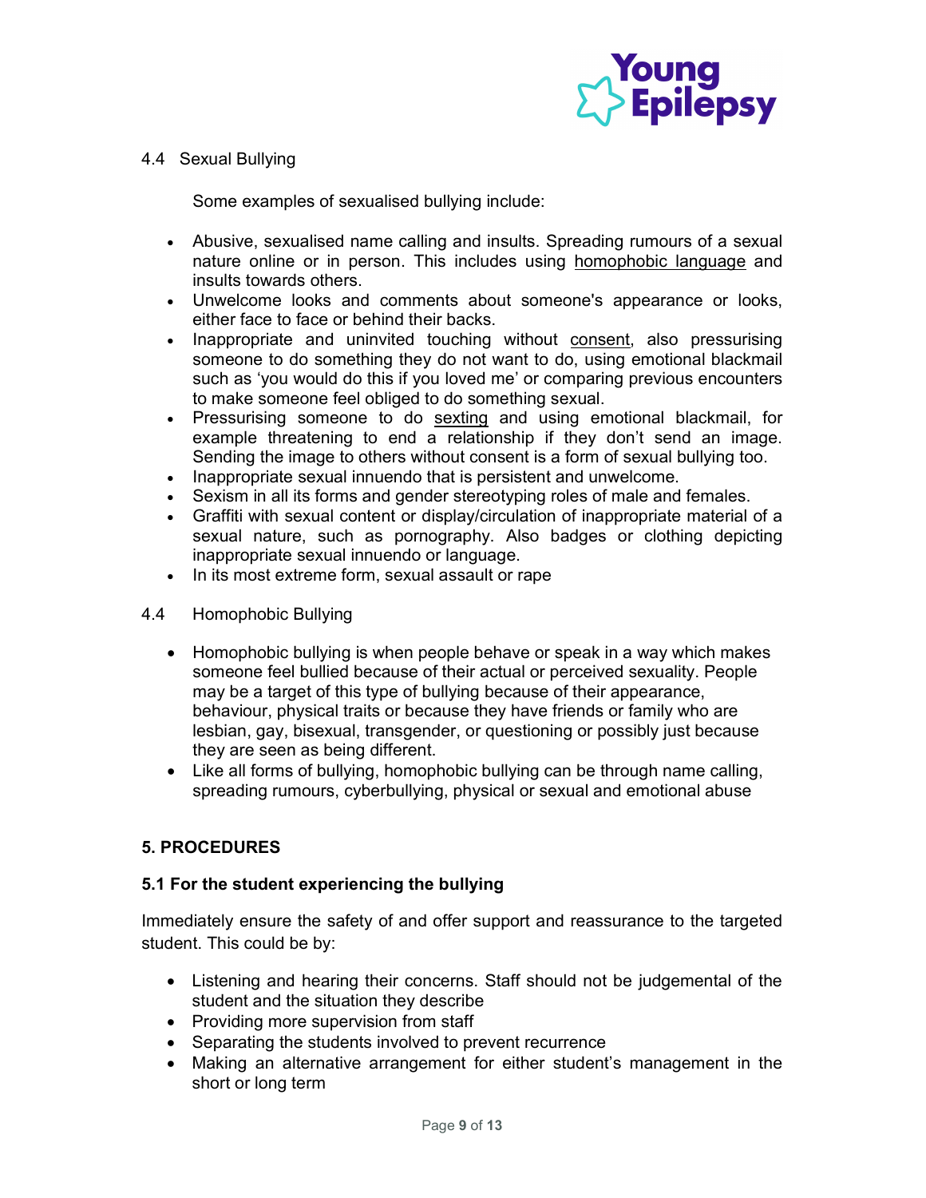### 4.4 Sexual Bullying

Some examples of sexualised bullying include:

- Abusive, sexualised name calling and insults. Spreading rumours of a sexual nature online or in person. This includes using homophobic language and insults towards others.
- Unwelcome looks and comments about someone's appearance or looks, either face to face or behind their backs.
- Inappropriate and uninvited touching without consent, also pressurising someone to do something they do not want to do, using emotional blackmail such as 'you would do this if you loved me' or comparing previous encounters to make someone feel obliged to do something sexual.
- Pressurising someone to do sexting and using emotional blackmail, for example threatening to end a relationship if they don't send an image. Sending the image to others without consent is a form of sexual bullying too.
- Inappropriate sexual innuendo that is persistent and unwelcome.
- Sexism in all its forms and gender stereotyping roles of male and females.
- Graffiti with sexual content or display/circulation of inappropriate material of a sexual nature, such as pornography. Also badges or clothing depicting inappropriate sexual innuendo or language.
- In its most extreme form, sexual assault or rape

### 4.4 Homophobic Bullying

- Homophobic bullying is when people behave or speak in a way which makes someone feel bullied because of their actual or perceived sexuality. People may be a target of this type of bullying because of their appearance, behaviour, physical traits or because they have friends or family who are lesbian, gay, bisexual, transgender, or questioning or possibly just because they are seen as being different.
- Like all forms of bullying, homophobic bullying can be through name calling, spreading rumours, cyberbullying, physical or sexual and emotional abuse

## 5. PROCEDURES

### 5.1 For the student experiencing the bullying

Immediately ensure the safety of and offer support and reassurance to the targeted student. This could be by:

- Listening and hearing their concerns. Staff should not be judgemental of the student and the situation they describe
- Providing more supervision from staff
- Separating the students involved to prevent recurrence
- Making an alternative arrangement for either student's management in the short or long term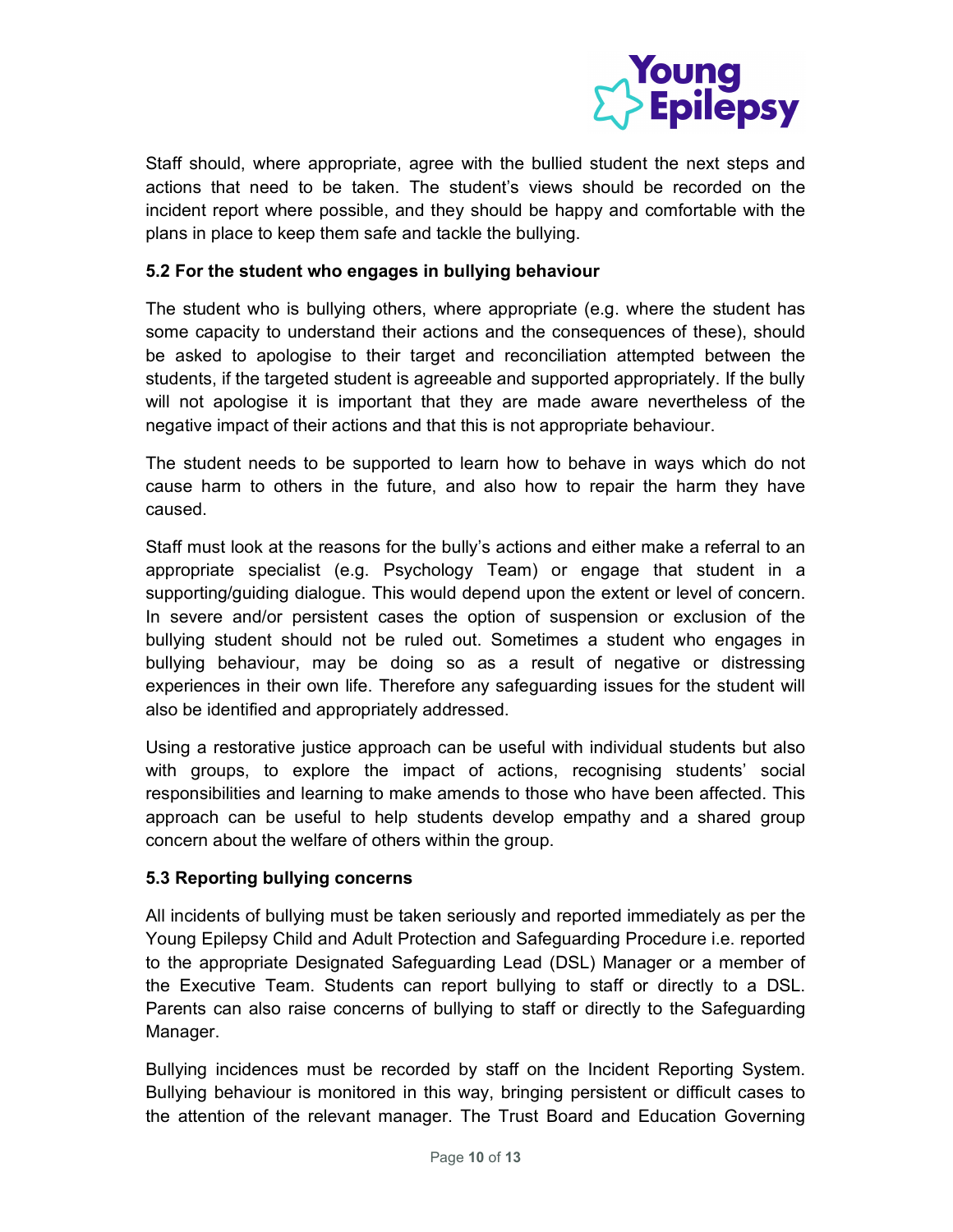Staff should, where appropriate, agree with the bullied student the next steps and actions that need to be taken. The student's views should be recorded on the incident report where possible, and they should be happy and comfortable with the plans in place to keep them safe and tackle the bullying.

### 5.2 For the student who engages in bullying behaviour

The student who is bullying others, where appropriate (e.g. where the student has some capacity to understand their actions and the consequences of these), should be asked to apologise to their target and reconciliation attempted between the students, if the targeted student is agreeable and supported appropriately. If the bully will not apologise it is important that they are made aware nevertheless of the negative impact of their actions and that this is not appropriate behaviour.

The student needs to be supported to learn how to behave in ways which do not cause harm to others in the future, and also how to repair the harm they have caused.

Staff must look at the reasons for the bully's actions and either make a referral to an appropriate specialist (e.g. Psychology Team) or engage that student in a supporting/guiding dialogue. This would depend upon the extent or level of concern. In severe and/or persistent cases the option of suspension or exclusion of the bullying student should not be ruled out. Sometimes a student who engages in bullying behaviour, may be doing so as a result of negative or distressing experiences in their own life. Therefore any safeguarding issues for the student will also be identified and appropriately addressed.

Using a restorative justice approach can be useful with individual students but also with groups, to explore the impact of actions, recognising students' social responsibilities and learning to make amends to those who have been affected. This approach can be useful to help students develop empathy and a shared group concern about the welfare of others within the group.

### 5.3 Reporting bullying concerns

All incidents of bullying must be taken seriously and reported immediately as per the Young Epilepsy Child and Adult Protection and Safeguarding Procedure i.e. reported to the appropriate Designated Safeguarding Lead (DSL) Manager or a member of the Executive Team. Students can report bullying to staff or directly to a DSL. Parents can also raise concerns of bullying to staff or directly to the Safeguarding Manager.

Bullying incidences must be recorded by staff on the Incident Reporting System. Bullying behaviour is monitored in this way, bringing persistent or difficult cases to the attention of the relevant manager. The Trust Board and Education Governing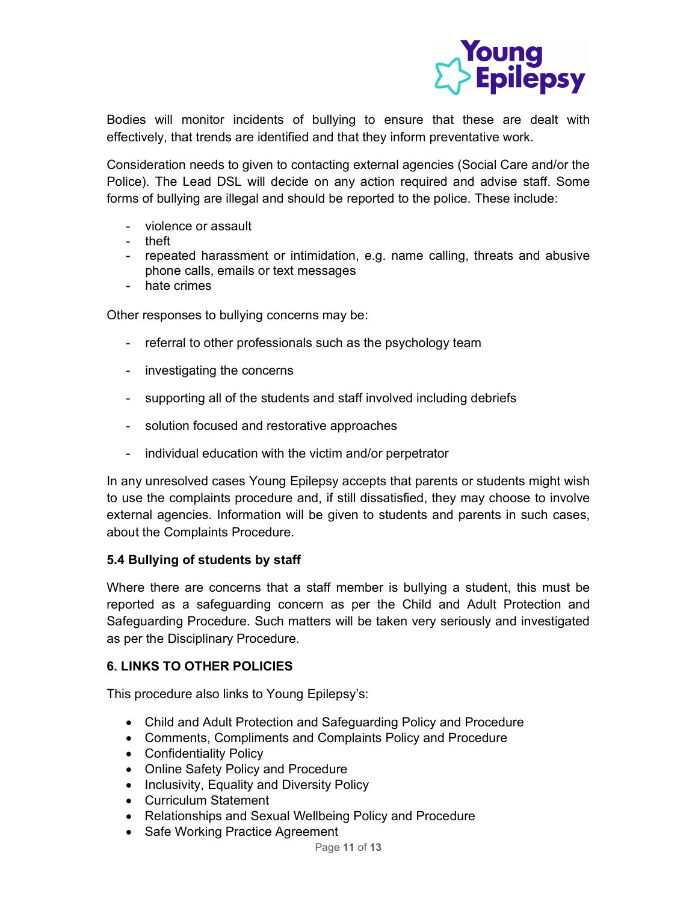Bodies will monitor incidents of bullying to ensure that these are dealt with effectively, that trends are identified and that they inform preventative work.

Consideration needs to given to contacting external agencies (Social Care and/or the Police). The Lead DSL will decide on any action required and advise staff. Some forms of bullying are illegal and should be reported to the police. These include:

- violence or assault
- theft
- repeated harassment or intimidation, e.g. name calling, threats and abusive phone calls, emails or text messages
- hate crimes

Other responses to bullying concerns may be:

- referral to other professionals such as the psychology team
- investigating the concerns
- supporting all of the students and staff involved including debriefs
- solution focused and restorative approaches
- individual education with the victim and/or perpetrator

In any unresolved cases Young Epilepsy accepts that parents or students might wish to use the complaints procedure and, if still dissatisfied, they may choose to involve external agencies. Information will be given to students and parents in such cases, about the Complaints Procedure.

### 5.4 Bullying of students by staff

Where there are concerns that a staff member is bullying a student, this must be reported as a safeguarding concern as per the Child and Adult Protection and Safeguarding Procedure. Such matters will be taken very seriously and investigated as per the Disciplinary Procedure.

## 6. LINKS TO OTHER POLICIES

This procedure also links to Young Epilepsy's:

- Child and Adult Protection and Safeguarding Policy and Procedure
- Comments, Compliments and Complaints Policy and Procedure
- Confidentiality Policy
- Online Safety Policy and Procedure
- Inclusivity, Equality and Diversity Policy
- Curriculum Statement
- Relationships and Sexual Wellbeing Policy and Procedure
- Safe Working Practice Agreement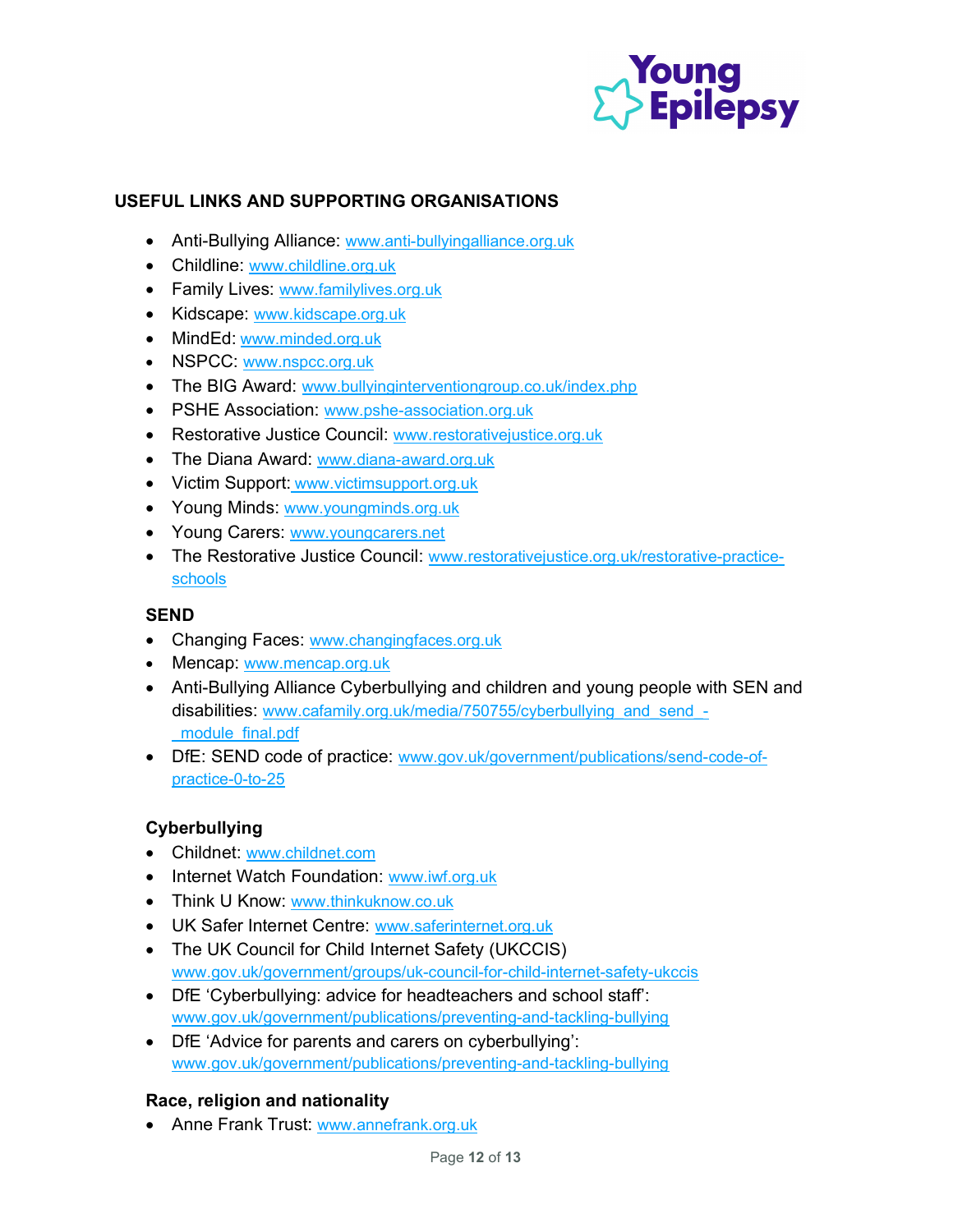## USEFUL LINKS AND SUPPORTING ORGANISATIONS

- Anti-Bullying Alliance: www.anti-bullyingalliance.org.uk
- Childline: www.childline.org.uk
- Family Lives: www.familylives.org.uk
- Kidscape: www.kidscape.org.uk
- MindEd: www.minded.org.uk
- NSPCC: www.nspcc.org.uk
- The BIG Award: www.bullyinginterventiongroup.co.uk/index.php
- PSHE Association: www.pshe-association.org.uk
- Restorative Justice Council: www.restorativejustice.org.uk
- The Diana Award: www.diana-award.org.uk
- Victim Support: www.victimsupport.org.uk
- Young Minds: www.youngminds.org.uk
- Young Carers: www.youngcarers.net
- The Restorative Justice Council: www.restorativejustice.org.uk/restorative-practice-schools

### SEND

- Changing Faces: www.changingfaces.org.uk
- Mencap: www.mencap.org.uk
- Anti-Bullying Alliance Cyberbullying and children and young people with SEN and disabilities: www.cafamily.org.uk/media/750755/cyberbullying_and_send_-_module_final.pdf
- DfE: SEND code of practice: www.gov.uk/government/publications/send-code-of-practice-0-to-25

### Cyberbullying

- Childnet: www.childnet.com
- Internet Watch Foundation: www.iwf.org.uk
- Think U Know: www.thinkuknow.co.uk
- UK Safer Internet Centre: www.saferinternet.org.uk
- The UK Council for Child Internet Safety (UKCCIS) www.gov.uk/government/groups/uk-council-for-child-internet-safety-ukccis
- DfE 'Cyberbullying: advice for headteachers and school staff': www.gov.uk/government/publications/preventing-and-tackling-bullying
- DfE 'Advice for parents and carers on cyberbullying': www.gov.uk/government/publications/preventing-and-tackling-bullying

### Race, religion and nationality

- Anne Frank Trust: www.annefrank.org.uk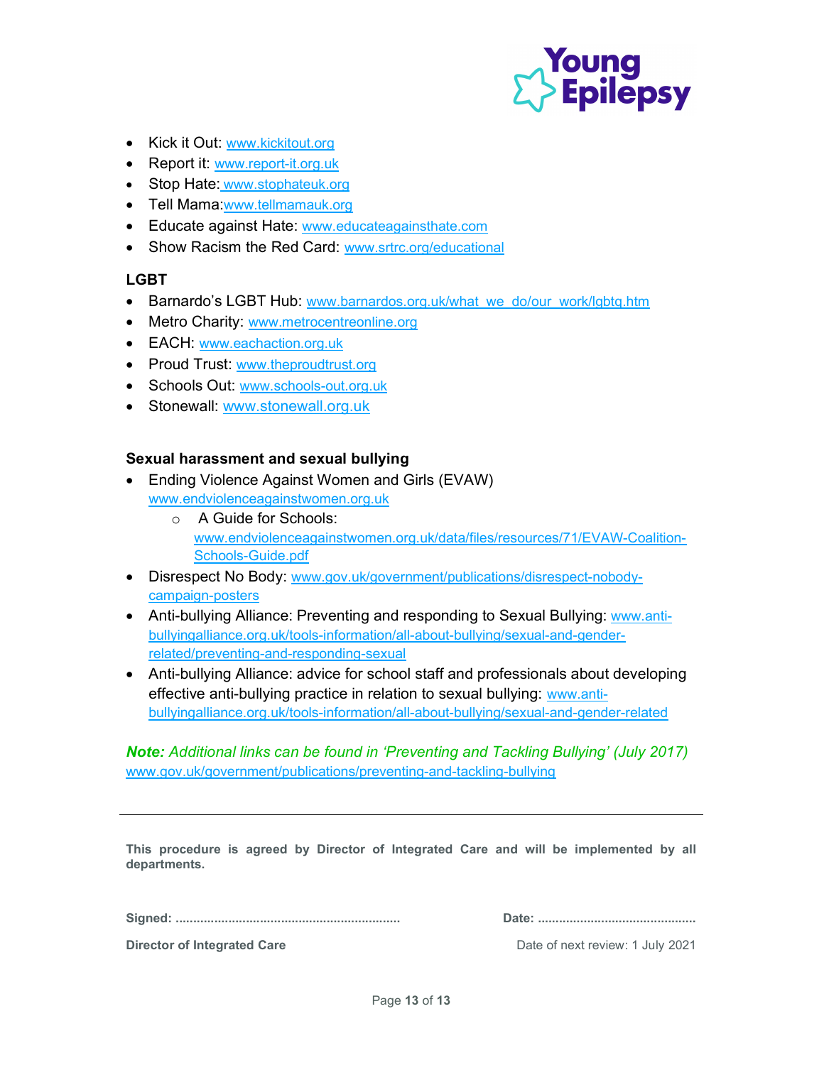- Kick it Out: www.kickitout.org
- Report it: www.report-it.org.uk
- Stop Hate: www.stophateuk.org
- Tell Mama:www.tellmamauk.org
- Educate against Hate: www.educateagainsthate.com
- Show Racism the Red Card: www.srtrc.org/educational

**LGBT**

- Barnardo's LGBT Hub: www.barnardos.org.uk/what_we_do/our_work/lgbtq.htm
- Metro Charity: www.metrocentreonline.org
- EACH: www.eachaction.org.uk
- Proud Trust: www.theproudtrust.org
- Schools Out: www.schools-out.org.uk
- Stonewall: www.stonewall.org.uk

**Sexual harassment and sexual bullying**

- Ending Violence Against Women and Girls (EVAW) www.endviolenceagainstwomen.org.uk
    - A Guide for Schools: www.endviolenceagainstwomen.org.uk/data/files/resources/71/EVAW-Coalition-Schools-Guide.pdf
- Disrespect No Body: www.gov.uk/government/publications/disrespect-nobody-campaign-posters
- Anti-bullying Alliance: Preventing and responding to Sexual Bullying: www.anti-bullyingalliance.org.uk/tools-information/all-about-bullying/sexual-and-gender-related/preventing-and-responding-sexual
- Anti-bullying Alliance: advice for school staff and professionals about developing effective anti-bullying practice in relation to sexual bullying: www.anti-bullyingalliance.org.uk/tools-information/all-about-bullying/sexual-and-gender-related

***Note:*** *Additional links can be found in 'Preventing and Tackling Bullying' (July 2017)* www.gov.uk/government/publications/preventing-and-tackling-bullying

---

**This procedure is agreed by Director of Integrated Care and will be implemented by all departments.**

**Signed: ..............................................................** **Date: ............................................**

**Director of Integrated Care** Date of next review: 1 July 2021